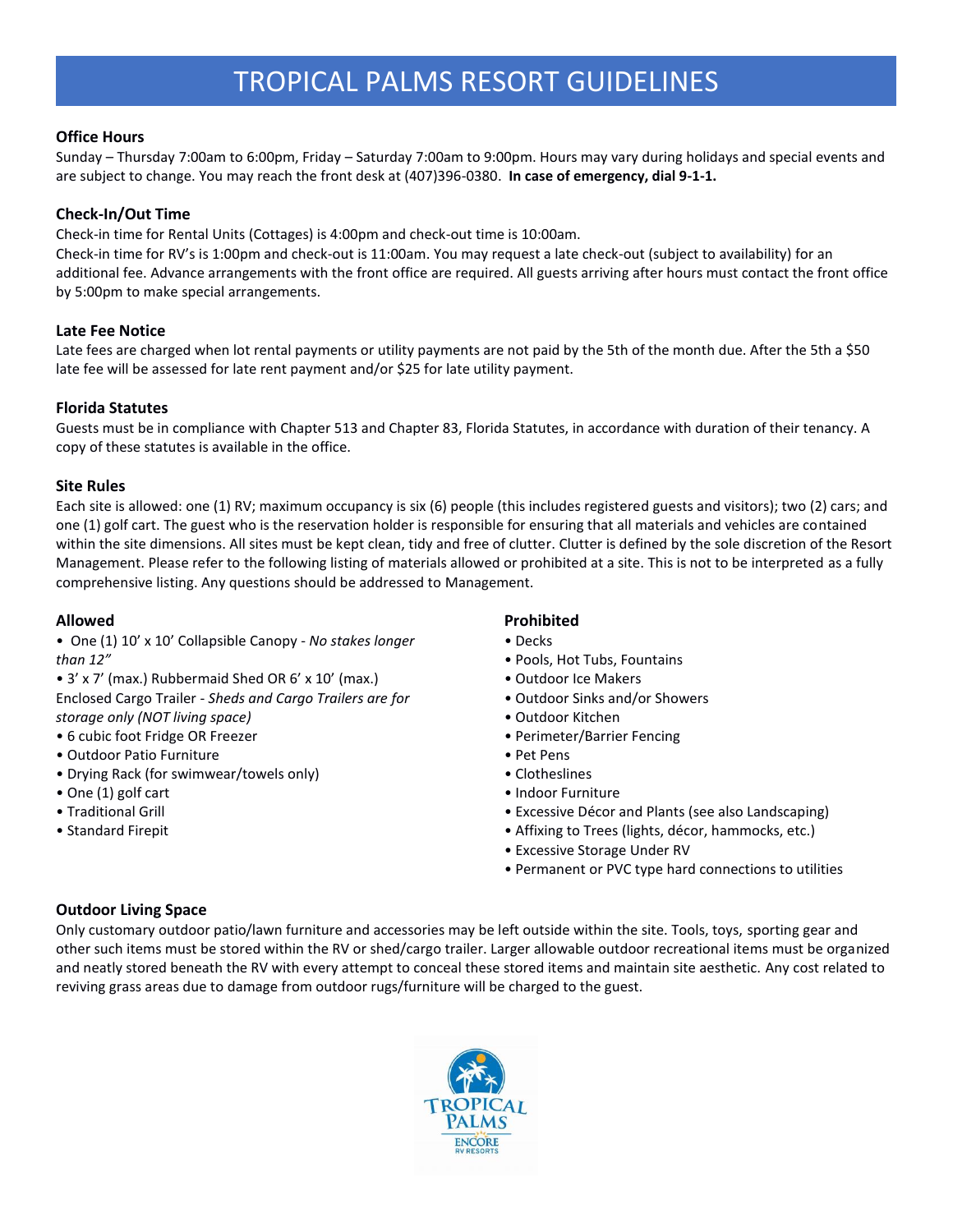# TROPICAL PALMS RESORT GUIDELINES

### Office Hours

Sunday – Thursday 7:00am to 6:00pm, Friday – Saturday 7:00am to 9:00pm. Hours may vary during holidays and special events and are subject to change. You may reach the front desk at (407)396-0380. **In case of emergency, dial 9-1-1.**

### Check-In/Out Time

Check-in time for Rental Units (Cottages) is 4:00pm and check-out time is 10:00am.
Check-in time for RV's is 1:00pm and check-out is 11:00am. You may request a late check-out (subject to availability) for an additional fee. Advance arrangements with the front office are required. All guests arriving after hours must contact the front office by 5:00pm to make special arrangements.

### Late Fee Notice

Late fees are charged when lot rental payments or utility payments are not paid by the 5th of the month due. After the 5th a $50 late fee will be assessed for late rent payment and/or $25 for late utility payment.

### Florida Statutes

Guests must be in compliance with Chapter 513 and Chapter 83, Florida Statutes, in accordance with duration of their tenancy. A copy of these statutes is available in the office.

### Site Rules

Each site is allowed: one (1) RV; maximum occupancy is six (6) people (this includes registered guests and visitors); two (2) cars; and one (1) golf cart. The guest who is the reservation holder is responsible for ensuring that all materials and vehicles are contained within the site dimensions. All sites must be kept clean, tidy and free of clutter. Clutter is defined by the sole discretion of the Resort Management. Please refer to the following listing of materials allowed or prohibited at a site. This is not to be interpreted as a fully comprehensive listing. Any questions should be addressed to Management.

#### Allowed

- One (1) 10' x 10' Collapsible Canopy - *No stakes longer than 12"*
- 3' x 7' (max.) Rubbermaid Shed OR 6' x 10' (max.) Enclosed Cargo Trailer - *Sheds and Cargo Trailers are for storage only (NOT living space)*
- 6 cubic foot Fridge OR Freezer
- Outdoor Patio Furniture
- Drying Rack (for swimwear/towels only)
- One (1) golf cart
- Traditional Grill
- Standard Firepit

#### Prohibited

- Decks
- Pools, Hot Tubs, Fountains
- Outdoor Ice Makers
- Outdoor Sinks and/or Showers
- Outdoor Kitchen
- Perimeter/Barrier Fencing
- Pet Pens
- Clotheslines
- Indoor Furniture
- Excessive Décor and Plants (see also Landscaping)
- Affixing to Trees (lights, décor, hammocks, etc.)
- Excessive Storage Under RV
- Permanent or PVC type hard connections to utilities

### Outdoor Living Space

Only customary outdoor patio/lawn furniture and accessories may be left outside within the site. Tools, toys, sporting gear and other such items must be stored within the RV or shed/cargo trailer. Larger allowable outdoor recreational items must be organized and neatly stored beneath the RV with every attempt to conceal these stored items and maintain site aesthetic. Any cost related to reviving grass areas due to damage from outdoor rugs/furniture will be charged to the guest.

TROPICAL PALMS
ENCORE RV RESORTS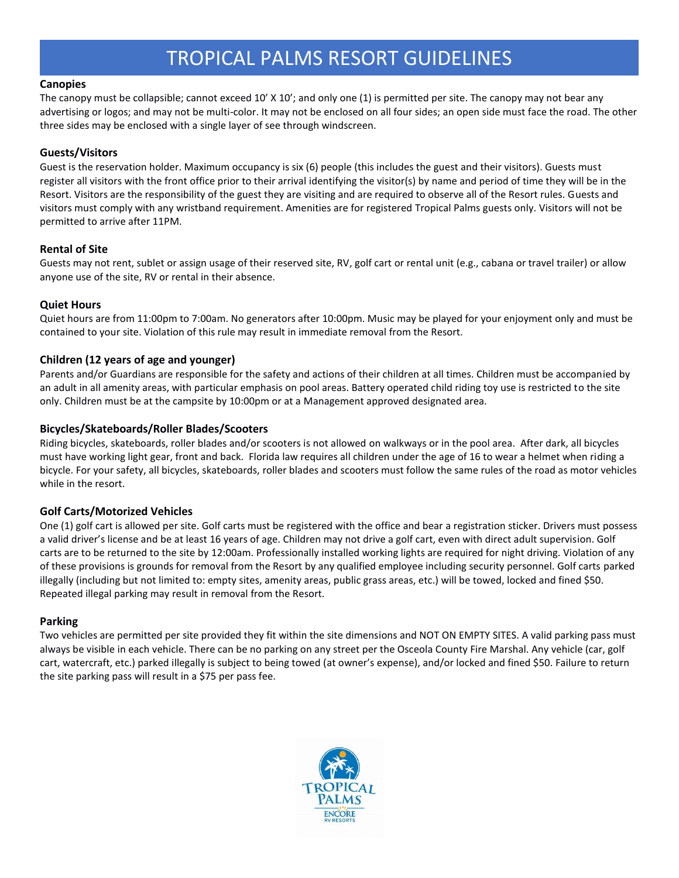# TROPICAL PALMS RESORT GUIDELINES

**Canopies**

The canopy must be collapsible; cannot exceed 10' X 10'; and only one (1) is permitted per site. The canopy may not bear any advertising or logos; and may not be multi-color. It may not be enclosed on all four sides; an open side must face the road. The other three sides may be enclosed with a single layer of see through windscreen.

**Guests/Visitors**

Guest is the reservation holder. Maximum occupancy is six (6) people (this includes the guest and their visitors). Guests must register all visitors with the front office prior to their arrival identifying the visitor(s) by name and period of time they will be in the Resort. Visitors are the responsibility of the guest they are visiting and are required to observe all of the Resort rules. Guests and visitors must comply with any wristband requirement. Amenities are for registered Tropical Palms guests only. Visitors will not be permitted to arrive after 11PM.

**Rental of Site**

Guests may not rent, sublet or assign usage of their reserved site, RV, golf cart or rental unit (e.g., cabana or travel trailer) or allow anyone use of the site, RV or rental in their absence.

**Quiet Hours**

Quiet hours are from 11:00pm to 7:00am. No generators after 10:00pm. Music may be played for your enjoyment only and must be contained to your site. Violation of this rule may result in immediate removal from the Resort.

**Children (12 years of age and younger)**

Parents and/or Guardians are responsible for the safety and actions of their children at all times. Children must be accompanied by an adult in all amenity areas, with particular emphasis on pool areas. Battery operated child riding toy use is restricted to the site only. Children must be at the campsite by 10:00pm or at a Management approved designated area.

**Bicycles/Skateboards/Roller Blades/Scooters**

Riding bicycles, skateboards, roller blades and/or scooters is not allowed on walkways or in the pool area. After dark, all bicycles must have working light gear, front and back. Florida law requires all children under the age of 16 to wear a helmet when riding a bicycle. For your safety, all bicycles, skateboards, roller blades and scooters must follow the same rules of the road as motor vehicles while in the resort.

**Golf Carts/Motorized Vehicles**

One (1) golf cart is allowed per site. Golf carts must be registered with the office and bear a registration sticker. Drivers must possess a valid driver's license and be at least 16 years of age. Children may not drive a golf cart, even with direct adult supervision. Golf carts are to be returned to the site by 12:00am. Professionally installed working lights are required for night driving. Violation of any of these provisions is grounds for removal from the Resort by any qualified employee including security personnel. Golf carts parked illegally (including but not limited to: empty sites, amenity areas, public grass areas, etc.) will be towed, locked and fined $50. Repeated illegal parking may result in removal from the Resort.

**Parking**

Two vehicles are permitted per site provided they fit within the site dimensions and NOT ON EMPTY SITES. A valid parking pass must always be visible in each vehicle. There can be no parking on any street per the Osceola County Fire Marshal. Any vehicle (car, golf cart, watercraft, etc.) parked illegally is subject to being towed (at owner's expense), and/or locked and fined $50. Failure to return the site parking pass will result in a $75 per pass fee.

TROPICAL PALMS
ENCORE RV RESORTS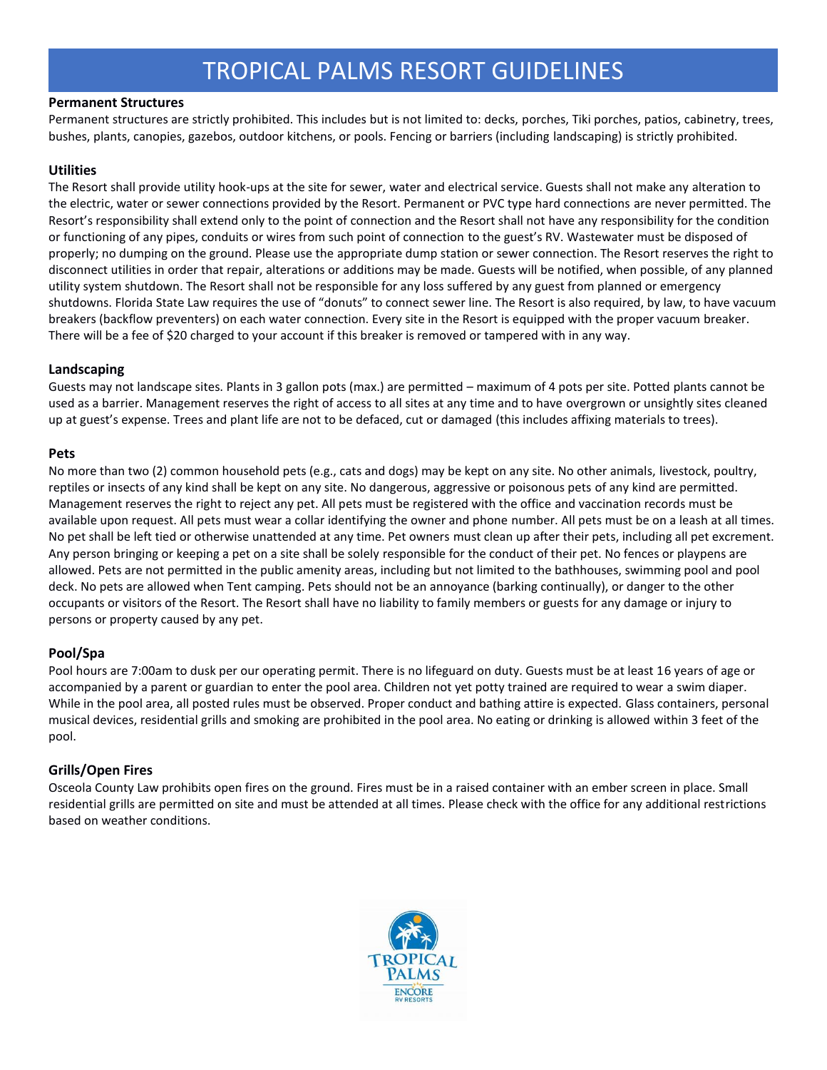# TROPICAL PALMS RESORT GUIDELINES

**Permanent Structures**

Permanent structures are strictly prohibited. This includes but is not limited to: decks, porches, Tiki porches, patios, cabinetry, trees, bushes, plants, canopies, gazebos, outdoor kitchens, or pools. Fencing or barriers (including landscaping) is strictly prohibited.

**Utilities**

The Resort shall provide utility hook-ups at the site for sewer, water and electrical service. Guests shall not make any alteration to the electric, water or sewer connections provided by the Resort. Permanent or PVC type hard connections are never permitted. The Resort's responsibility shall extend only to the point of connection and the Resort shall not have any responsibility for the condition or functioning of any pipes, conduits or wires from such point of connection to the guest's RV. Wastewater must be disposed of properly; no dumping on the ground. Please use the appropriate dump station or sewer connection. The Resort reserves the right to disconnect utilities in order that repair, alterations or additions may be made. Guests will be notified, when possible, of any planned utility system shutdown. The Resort shall not be responsible for any loss suffered by any guest from planned or emergency shutdowns. Florida State Law requires the use of "donuts" to connect sewer line. The Resort is also required, by law, to have vacuum breakers (backflow preventers) on each water connection. Every site in the Resort is equipped with the proper vacuum breaker. There will be a fee of $20 charged to your account if this breaker is removed or tampered with in any way.

**Landscaping**

Guests may not landscape sites. Plants in 3 gallon pots (max.) are permitted – maximum of 4 pots per site. Potted plants cannot be used as a barrier. Management reserves the right of access to all sites at any time and to have overgrown or unsightly sites cleaned up at guest's expense. Trees and plant life are not to be defaced, cut or damaged (this includes affixing materials to trees).

**Pets**

No more than two (2) common household pets (e.g., cats and dogs) may be kept on any site. No other animals, livestock, poultry, reptiles or insects of any kind shall be kept on any site. No dangerous, aggressive or poisonous pets of any kind are permitted. Management reserves the right to reject any pet. All pets must be registered with the office and vaccination records must be available upon request. All pets must wear a collar identifying the owner and phone number. All pets must be on a leash at all times. No pet shall be left tied or otherwise unattended at any time. Pet owners must clean up after their pets, including all pet excrement. Any person bringing or keeping a pet on a site shall be solely responsible for the conduct of their pet. No fences or playpens are allowed. Pets are not permitted in the public amenity areas, including but not limited to the bathhouses, swimming pool and pool deck. No pets are allowed when Tent camping. Pets should not be an annoyance (barking continually), or danger to the other occupants or visitors of the Resort. The Resort shall have no liability to family members or guests for any damage or injury to persons or property caused by any pet.

**Pool/Spa**

Pool hours are 7:00am to dusk per our operating permit. There is no lifeguard on duty. Guests must be at least 16 years of age or accompanied by a parent or guardian to enter the pool area. Children not yet potty trained are required to wear a swim diaper. While in the pool area, all posted rules must be observed. Proper conduct and bathing attire is expected. Glass containers, personal musical devices, residential grills and smoking are prohibited in the pool area. No eating or drinking is allowed within 3 feet of the pool.

**Grills/Open Fires**

Osceola County Law prohibits open fires on the ground. Fires must be in a raised container with an ember screen in place. Small residential grills are permitted on site and must be attended at all times. Please check with the office for any additional restrictions based on weather conditions.

TROPICAL PALMS
ENCORE RV RESORTS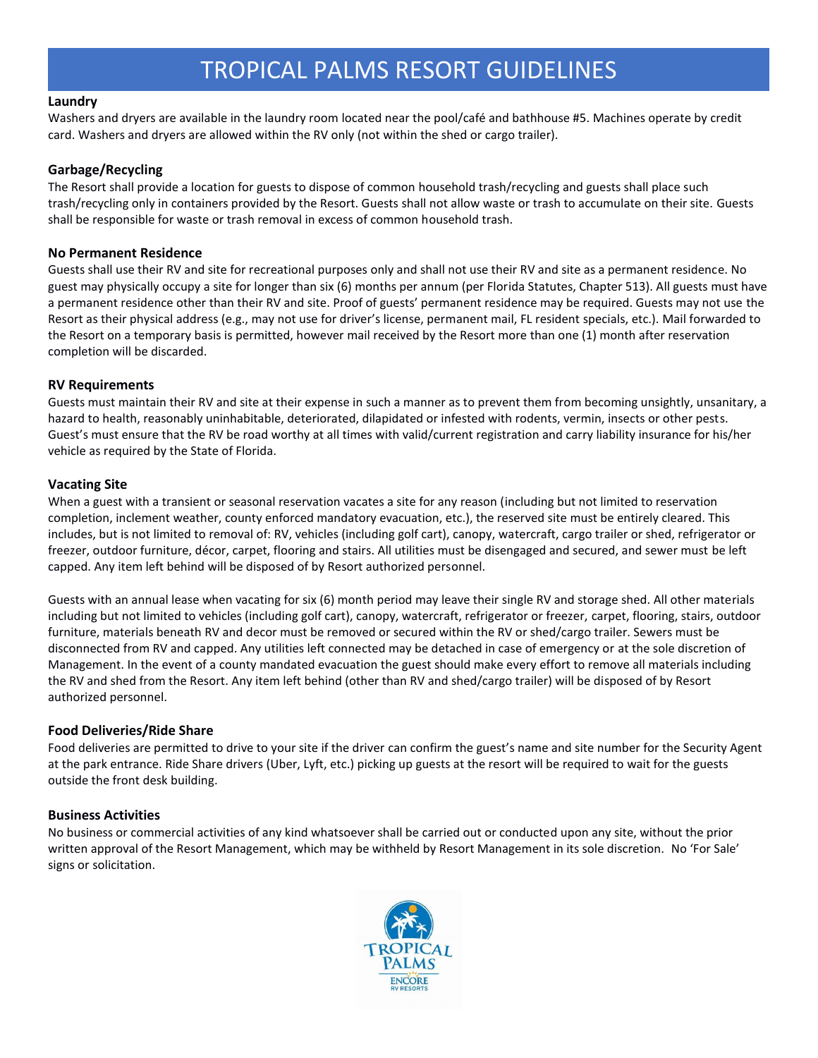# TROPICAL PALMS RESORT GUIDELINES

**Laundry**

Washers and dryers are available in the laundry room located near the pool/café and bathhouse #5. Machines operate by credit card. Washers and dryers are allowed within the RV only (not within the shed or cargo trailer).

**Garbage/Recycling**

The Resort shall provide a location for guests to dispose of common household trash/recycling and guests shall place such trash/recycling only in containers provided by the Resort. Guests shall not allow waste or trash to accumulate on their site. Guests shall be responsible for waste or trash removal in excess of common household trash.

**No Permanent Residence**

Guests shall use their RV and site for recreational purposes only and shall not use their RV and site as a permanent residence. No guest may physically occupy a site for longer than six (6) months per annum (per Florida Statutes, Chapter 513). All guests must have a permanent residence other than their RV and site. Proof of guests' permanent residence may be required. Guests may not use the Resort as their physical address (e.g., may not use for driver's license, permanent mail, FL resident specials, etc.). Mail forwarded to the Resort on a temporary basis is permitted, however mail received by the Resort more than one (1) month after reservation completion will be discarded.

**RV Requirements**

Guests must maintain their RV and site at their expense in such a manner as to prevent them from becoming unsightly, unsanitary, a hazard to health, reasonably uninhabitable, deteriorated, dilapidated or infested with rodents, vermin, insects or other pests. Guest's must ensure that the RV be road worthy at all times with valid/current registration and carry liability insurance for his/her vehicle as required by the State of Florida.

**Vacating Site**

When a guest with a transient or seasonal reservation vacates a site for any reason (including but not limited to reservation completion, inclement weather, county enforced mandatory evacuation, etc.), the reserved site must be entirely cleared. This includes, but is not limited to removal of: RV, vehicles (including golf cart), canopy, watercraft, cargo trailer or shed, refrigerator or freezer, outdoor furniture, décor, carpet, flooring and stairs. All utilities must be disengaged and secured, and sewer must be left capped. Any item left behind will be disposed of by Resort authorized personnel.

Guests with an annual lease when vacating for six (6) month period may leave their single RV and storage shed. All other materials including but not limited to vehicles (including golf cart), canopy, watercraft, refrigerator or freezer, carpet, flooring, stairs, outdoor furniture, materials beneath RV and decor must be removed or secured within the RV or shed/cargo trailer. Sewers must be disconnected from RV and capped. Any utilities left connected may be detached in case of emergency or at the sole discretion of Management. In the event of a county mandated evacuation the guest should make every effort to remove all materials including the RV and shed from the Resort. Any item left behind (other than RV and shed/cargo trailer) will be disposed of by Resort authorized personnel.

**Food Deliveries/Ride Share**

Food deliveries are permitted to drive to your site if the driver can confirm the guest's name and site number for the Security Agent at the park entrance. Ride Share drivers (Uber, Lyft, etc.) picking up guests at the resort will be required to wait for the guests outside the front desk building.

**Business Activities**

No business or commercial activities of any kind whatsoever shall be carried out or conducted upon any site, without the prior written approval of the Resort Management, which may be withheld by Resort Management in its sole discretion. No 'For Sale' signs or solicitation.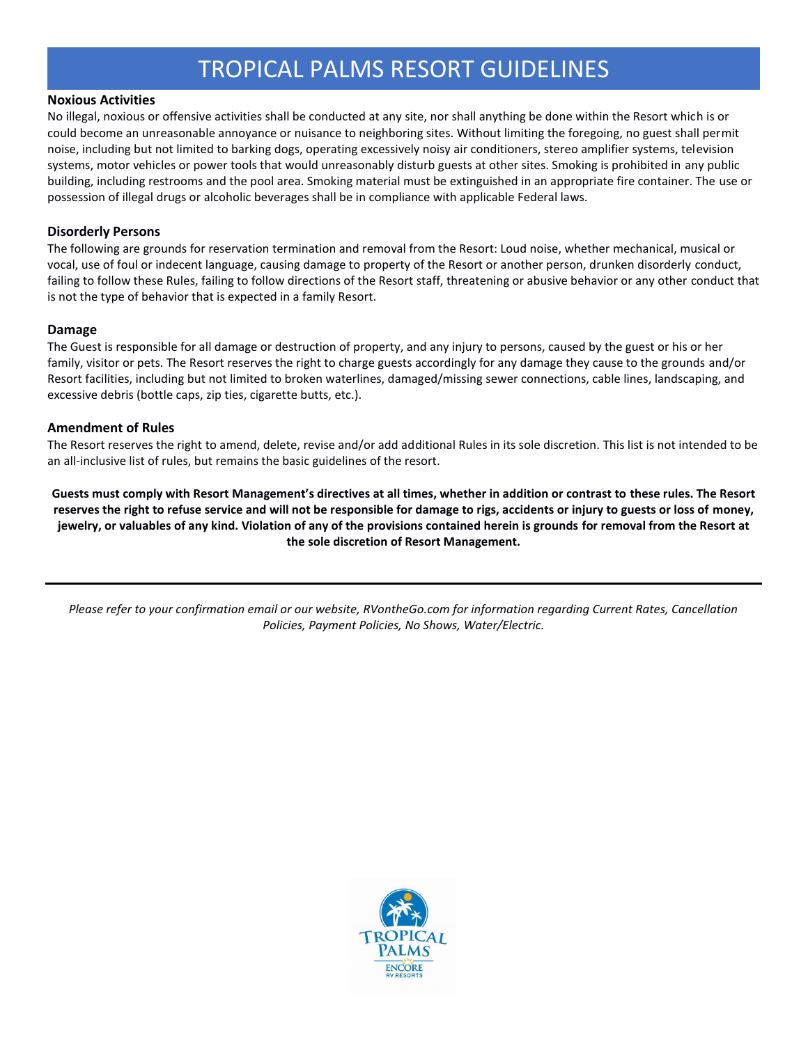# TROPICAL PALMS RESORT GUIDELINES

**Noxious Activities**

No illegal, noxious or offensive activities shall be conducted at any site, nor shall anything be done within the Resort which is or could become an unreasonable annoyance or nuisance to neighboring sites. Without limiting the foregoing, no guest shall permit noise, including but not limited to barking dogs, operating excessively noisy air conditioners, stereo amplifier systems, television systems, motor vehicles or power tools that would unreasonably disturb guests at other sites. Smoking is prohibited in any public building, including restrooms and the pool area. Smoking material must be extinguished in an appropriate fire container. The use or possession of illegal drugs or alcoholic beverages shall be in compliance with applicable Federal laws.

**Disorderly Persons**

The following are grounds for reservation termination and removal from the Resort: Loud noise, whether mechanical, musical or vocal, use of foul or indecent language, causing damage to property of the Resort or another person, drunken disorderly conduct, failing to follow these Rules, failing to follow directions of the Resort staff, threatening or abusive behavior or any other conduct that is not the type of behavior that is expected in a family Resort.

**Damage**

The Guest is responsible for all damage or destruction of property, and any injury to persons, caused by the guest or his or her family, visitor or pets. The Resort reserves the right to charge guests accordingly for any damage they cause to the grounds and/or Resort facilities, including but not limited to broken waterlines, damaged/missing sewer connections, cable lines, landscaping, and excessive debris (bottle caps, zip ties, cigarette butts, etc.).

**Amendment of Rules**

The Resort reserves the right to amend, delete, revise and/or add additional Rules in its sole discretion. This list is not intended to be an all-inclusive list of rules, but remains the basic guidelines of the resort.

**Guests must comply with Resort Management's directives at all times, whether in addition or contrast to these rules. The Resort reserves the right to refuse service and will not be responsible for damage to rigs, accidents or injury to guests or loss of money, jewelry, or valuables of any kind. Violation of any of the provisions contained herein is grounds for removal from the Resort at the sole discretion of Resort Management.**

---

*Please refer to your confirmation email or our website, RVontheGo.com for information regarding Current Rates, Cancellation Policies, Payment Policies, No Shows, Water/Electric.*

TROPICAL PALMS
ENCORE
RV RESORTS